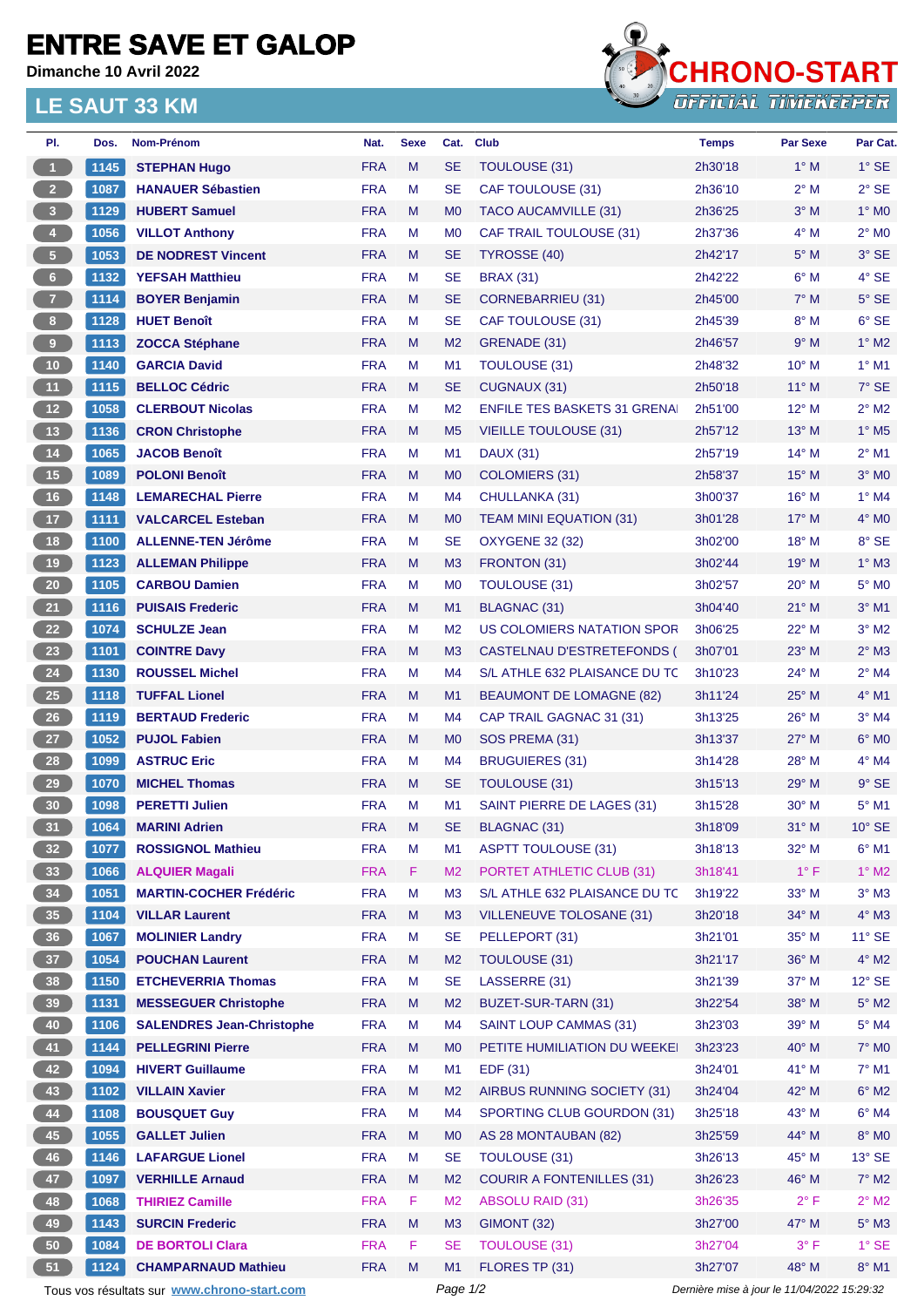# ENTRE SAVE ET GALOP

**Dimanche 10 Avril 2022**

## LE SAUT 33 KM

CHRONO-START OFFICIAL TIMEKEEPER

| Pl. | Dos. | Nom-Prénom | Nat. | Sexe | Cat. | Club | Temps | Par Sexe | Par Cat. |
|---|---|---|---|---|---|---|---|---|---|
| 1 | 1145 | STEPHAN Hugo | FRA | M | SE | TOULOUSE (31) | 2h30'18 | 1° M | 1° SE |
| 2 | 1087 | HANAUER Sébastien | FRA | M | SE | CAF TOULOUSE (31) | 2h36'10 | 2° M | 2° SE |
| 3 | 1129 | HUBERT Samuel | FRA | M | M0 | TACO AUCAMVILLE (31) | 2h36'25 | 3° M | 1° M0 |
| 4 | 1056 | VILLOT Anthony | FRA | M | M0 | CAF TRAIL TOULOUSE (31) | 2h37'36 | 4° M | 2° M0 |
| 5 | 1053 | DE NODREST Vincent | FRA | M | SE | TYROSSE (40) | 2h42'17 | 5° M | 3° SE |
| 6 | 1132 | YEFSAH Matthieu | FRA | M | SE | BRAX (31) | 2h42'22 | 6° M | 4° SE |
| 7 | 1114 | BOYER Benjamin | FRA | M | SE | CORNEBARRIEU (31) | 2h45'00 | 7° M | 5° SE |
| 8 | 1128 | HUET Benoît | FRA | M | SE | CAF TOULOUSE (31) | 2h45'39 | 8° M | 6° SE |
| 9 | 1113 | ZOCCA Stéphane | FRA | M | M2 | GRENADE (31) | 2h46'57 | 9° M | 1° M2 |
| 10 | 1140 | GARCIA David | FRA | M | M1 | TOULOUSE (31) | 2h48'32 | 10° M | 1° M1 |
| 11 | 1115 | BELLOC Cédric | FRA | M | SE | CUGNAUX (31) | 2h50'18 | 11° M | 7° SE |
| 12 | 1058 | CLERBOUT Nicolas | FRA | M | M2 | ENFILE TES BASKETS 31 GRENA | 2h51'00 | 12° M | 2° M2 |
| 13 | 1136 | CRON Christophe | FRA | M | M5 | VIEILLE TOULOUSE (31) | 2h57'12 | 13° M | 1° M5 |
| 14 | 1065 | JACOB Benoît | FRA | M | M1 | DAUX (31) | 2h57'19 | 14° M | 2° M1 |
| 15 | 1089 | POLONI Benoît | FRA | M | M0 | COLOMIERS (31) | 2h58'37 | 15° M | 3° M0 |
| 16 | 1148 | LEMARECHAL Pierre | FRA | M | M4 | CHULLANKA (31) | 3h00'37 | 16° M | 1° M4 |
| 17 | 1111 | VALCARCEL Esteban | FRA | M | M0 | TEAM MINI EQUATION (31) | 3h01'28 | 17° M | 4° M0 |
| 18 | 1100 | ALLENNE-TEN Jérôme | FRA | M | SE | OXYGENE 32 (32) | 3h02'00 | 18° M | 8° SE |
| 19 | 1123 | ALLEMAN Philippe | FRA | M | M3 | FRONTON (31) | 3h02'44 | 19° M | 1° M3 |
| 20 | 1105 | CARBOU Damien | FRA | M | M0 | TOULOUSE (31) | 3h02'57 | 20° M | 5° M0 |
| 21 | 1116 | PUISAIS Frederic | FRA | M | M1 | BLAGNAC (31) | 3h04'40 | 21° M | 3° M1 |
| 22 | 1074 | SCHULZE Jean | FRA | M | M2 | US COLOMIERS NATATION SPOR | 3h06'25 | 22° M | 3° M2 |
| 23 | 1101 | COINTRE Davy | FRA | M | M3 | CASTELNAU D'ESTRETEFONDS ( | 3h07'01 | 23° M | 2° M3 |
| 24 | 1130 | ROUSSEL Michel | FRA | M | M4 | S/L ATHLE 632 PLAISANCE DU TC | 3h10'23 | 24° M | 2° M4 |
| 25 | 1118 | TUFFAL Lionel | FRA | M | M1 | BEAUMONT DE LOMAGNE (82) | 3h11'24 | 25° M | 4° M1 |
| 26 | 1119 | BERTAUD Frederic | FRA | M | M4 | CAP TRAIL GAGNAC 31 (31) | 3h13'25 | 26° M | 3° M4 |
| 27 | 1052 | PUJOL Fabien | FRA | M | M0 | SOS PREMA (31) | 3h13'37 | 27° M | 6° M0 |
| 28 | 1099 | ASTRUC Eric | FRA | M | M4 | BRUGUIERES (31) | 3h14'28 | 28° M | 4° M4 |
| 29 | 1070 | MICHEL Thomas | FRA | M | SE | TOULOUSE (31) | 3h15'13 | 29° M | 9° SE |
| 30 | 1098 | PERETTI Julien | FRA | M | M1 | SAINT PIERRE DE LAGES (31) | 3h15'28 | 30° M | 5° M1 |
| 31 | 1064 | MARINI Adrien | FRA | M | SE | BLAGNAC (31) | 3h18'09 | 31° M | 10° SE |
| 32 | 1077 | ROSSIGNOL Mathieu | FRA | M | M1 | ASPTT TOULOUSE (31) | 3h18'13 | 32° M | 6° M1 |
| 33 | 1066 | ALQUIER Magali | FRA | F | M2 | PORTET ATHLETIC CLUB (31) | 3h18'41 | 1° F | 1° M2 |
| 34 | 1051 | MARTIN-COCHER Frédéric | FRA | M | M3 | S/L ATHLE 632 PLAISANCE DU TC | 3h19'22 | 33° M | 3° M3 |
| 35 | 1104 | VILLAR Laurent | FRA | M | M3 | VILLENEUVE TOLOSANE (31) | 3h20'18 | 34° M | 4° M3 |
| 36 | 1067 | MOLINIER Landry | FRA | M | SE | PELLEPORT (31) | 3h21'01 | 35° M | 11° SE |
| 37 | 1054 | POUCHAN Laurent | FRA | M | M2 | TOULOUSE (31) | 3h21'17 | 36° M | 4° M2 |
| 38 | 1150 | ETCHEVERRIA Thomas | FRA | M | SE | LASSERRE (31) | 3h21'39 | 37° M | 12° SE |
| 39 | 1131 | MESSEGUER Christophe | FRA | M | M2 | BUZET-SUR-TARN (31) | 3h22'54 | 38° M | 5° M2 |
| 40 | 1106 | SALENDRES Jean-Christophe | FRA | M | M4 | SAINT LOUP CAMMAS (31) | 3h23'03 | 39° M | 5° M4 |
| 41 | 1144 | PELLEGRINI Pierre | FRA | M | M0 | PETITE HUMILIATION DU WEEKE | 3h23'23 | 40° M | 7° M0 |
| 42 | 1094 | HIVERT Guillaume | FRA | M | M1 | EDF (31) | 3h24'01 | 41° M | 7° M1 |
| 43 | 1102 | VILLAIN Xavier | FRA | M | M2 | AIRBUS RUNNING SOCIETY (31) | 3h24'04 | 42° M | 6° M2 |
| 44 | 1108 | BOUSQUET Guy | FRA | M | M4 | SPORTING CLUB GOURDON (31) | 3h25'18 | 43° M | 6° M4 |
| 45 | 1055 | GALLET Julien | FRA | M | M0 | AS 28 MONTAUBAN (82) | 3h25'59 | 44° M | 8° M0 |
| 46 | 1146 | LAFARGUE Lionel | FRA | M | SE | TOULOUSE (31) | 3h26'13 | 45° M | 13° SE |
| 47 | 1097 | VERHILLE Arnaud | FRA | M | M2 | COURIR A FONTENILLES (31) | 3h26'23 | 46° M | 7° M2 |
| 48 | 1068 | THIRIEZ Camille | FRA | F | M2 | ABSOLU RAID (31) | 3h26'35 | 2° F | 2° M2 |
| 49 | 1143 | SURCIN Frederic | FRA | M | M3 | GIMONT (32) | 3h27'00 | 47° M | 5° M3 |
| 50 | 1084 | DE BORTOLI Clara | FRA | F | SE | TOULOUSE (31) | 3h27'04 | 3° F | 1° SE |
| 51 | 1124 | CHAMPARNAUD Mathieu | FRA | M | M1 | FLORES TP (31) | 3h27'07 | 48° M | 8° M1 |

Tous vos résultats sur www.chrono-start.com

*Dernière mise à jour le 11/04/2022 15:29:32*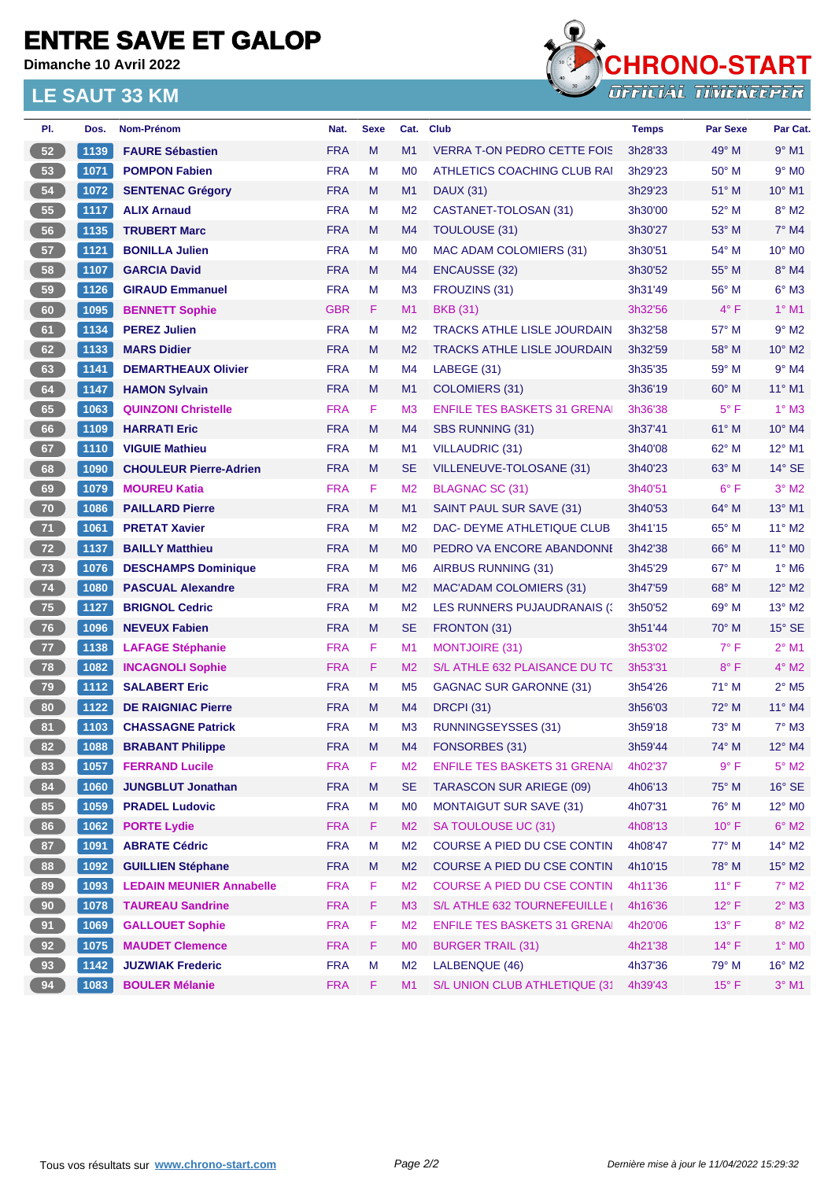# ENTRE SAVE ET GALOP

**Dimanche 10 Avril 2022**

## LE SAUT 33 KM

CHRONO-START
OFFICIAL TIMEKEEPER

| Pl. | Dos. | Nom-Prénom | Nat. | Sexe | Cat. | Club | Temps | Par Sexe | Par Cat. |
|---|---|---|---|---|---|---|---|---|---|
| 52 | 1139 | FAURE Sébastien | FRA | M | M1 | VERRA T-ON PEDRO CETTE FOIS | 3h28'33 | 49° M | 9° M1 |
| 53 | 1071 | POMPON Fabien | FRA | M | M0 | ATHLETICS COACHING CLUB RAI | 3h29'23 | 50° M | 9° M0 |
| 54 | 1072 | SENTENAC Grégory | FRA | M | M1 | DAUX (31) | 3h29'23 | 51° M | 10° M1 |
| 55 | 1117 | ALIX Arnaud | FRA | M | M2 | CASTANET-TOLOSAN (31) | 3h30'00 | 52° M | 8° M2 |
| 56 | 1135 | TRUBERT Marc | FRA | M | M4 | TOULOUSE (31) | 3h30'27 | 53° M | 7° M4 |
| 57 | 1121 | BONILLA Julien | FRA | M | M0 | MAC ADAM COLOMIERS (31) | 3h30'51 | 54° M | 10° M0 |
| 58 | 1107 | GARCIA David | FRA | M | M4 | ENCAUSSE (32) | 3h30'52 | 55° M | 8° M4 |
| 59 | 1126 | GIRAUD Emmanuel | FRA | M | M3 | FROUZINS (31) | 3h31'49 | 56° M | 6° M3 |
| 60 | 1095 | BENNETT Sophie | GBR | F | M1 | BKB (31) | 3h32'56 | 4° F | 1° M1 |
| 61 | 1134 | PEREZ Julien | FRA | M | M2 | TRACKS ATHLE LISLE JOURDAIN | 3h32'58 | 57° M | 9° M2 |
| 62 | 1133 | MARS Didier | FRA | M | M2 | TRACKS ATHLE LISLE JOURDAIN | 3h32'59 | 58° M | 10° M2 |
| 63 | 1141 | DEMARTHEAUX Olivier | FRA | M | M4 | LABEGE (31) | 3h35'35 | 59° M | 9° M4 |
| 64 | 1147 | HAMON Sylvain | FRA | M | M1 | COLOMIERS (31) | 3h36'19 | 60° M | 11° M1 |
| 65 | 1063 | QUINZONI Christelle | FRA | F | M3 | ENFILE TES BASKETS 31 GRENA | 3h36'38 | 5° F | 1° M3 |
| 66 | 1109 | HARRATI Eric | FRA | M | M4 | SBS RUNNING (31) | 3h37'41 | 61° M | 10° M4 |
| 67 | 1110 | VIGUIE Mathieu | FRA | M | M1 | VILLAUDRIC (31) | 3h40'08 | 62° M | 12° M1 |
| 68 | 1090 | CHOULEUR Pierre-Adrien | FRA | M | SE | VILLENEUVE-TOLOSANE (31) | 3h40'23 | 63° M | 14° SE |
| 69 | 1079 | MOUREU Katia | FRA | F | M2 | BLAGNAC SC (31) | 3h40'51 | 6° F | 3° M2 |
| 70 | 1086 | PAILLARD Pierre | FRA | M | M1 | SAINT PAUL SUR SAVE (31) | 3h40'53 | 64° M | 13° M1 |
| 71 | 1061 | PRETAT Xavier | FRA | M | M2 | DAC- DEYME ATHLETIQUE CLUB | 3h41'15 | 65° M | 11° M2 |
| 72 | 1137 | BAILLY Matthieu | FRA | M | M0 | PEDRO VA ENCORE ABANDONNE | 3h42'38 | 66° M | 11° M0 |
| 73 | 1076 | DESCHAMPS Dominique | FRA | M | M6 | AIRBUS RUNNING (31) | 3h45'29 | 67° M | 1° M6 |
| 74 | 1080 | PASCUAL Alexandre | FRA | M | M2 | MAC'ADAM COLOMIERS (31) | 3h47'59 | 68° M | 12° M2 |
| 75 | 1127 | BRIGNOL Cedric | FRA | M | M2 | LES RUNNERS PUJAUDRANAIS ( | 3h50'52 | 69° M | 13° M2 |
| 76 | 1096 | NEVEUX Fabien | FRA | M | SE | FRONTON (31) | 3h51'44 | 70° M | 15° SE |
| 77 | 1138 | LAFAGE Stéphanie | FRA | F | M1 | MONTJOIRE (31) | 3h53'02 | 7° F | 2° M1 |
| 78 | 1082 | INCAGNOLI Sophie | FRA | F | M2 | S/L ATHLE 632 PLAISANCE DU TC | 3h53'31 | 8° F | 4° M2 |
| 79 | 1112 | SALABERT Eric | FRA | M | M5 | GAGNAC SUR GARONNE (31) | 3h54'26 | 71° M | 2° M5 |
| 80 | 1122 | DE RAIGNIAC Pierre | FRA | M | M4 | DRCPI (31) | 3h56'03 | 72° M | 11° M4 |
| 81 | 1103 | CHASSAGNE Patrick | FRA | M | M3 | RUNNINGSEYSSES (31) | 3h59'18 | 73° M | 7° M3 |
| 82 | 1088 | BRABANT Philippe | FRA | M | M4 | FONSORBES (31) | 3h59'44 | 74° M | 12° M4 |
| 83 | 1057 | FERRAND Lucile | FRA | F | M2 | ENFILE TES BASKETS 31 GRENA | 4h02'37 | 9° F | 5° M2 |
| 84 | 1060 | JUNGBLUT Jonathan | FRA | M | SE | TARASCON SUR ARIEGE (09) | 4h06'13 | 75° M | 16° SE |
| 85 | 1059 | PRADEL Ludovic | FRA | M | M0 | MONTAIGUT SUR SAVE (31) | 4h07'31 | 76° M | 12° M0 |
| 86 | 1062 | PORTE Lydie | FRA | F | M2 | SA TOULOUSE UC (31) | 4h08'13 | 10° F | 6° M2 |
| 87 | 1091 | ABRATE Cédric | FRA | M | M2 | COURSE A PIED DU CSE CONTIN | 4h08'47 | 77° M | 14° M2 |
| 88 | 1092 | GUILLIEN Stéphane | FRA | M | M2 | COURSE A PIED DU CSE CONTIN | 4h10'15 | 78° M | 15° M2 |
| 89 | 1093 | LEDAIN MEUNIER Annabelle | FRA | F | M2 | COURSE A PIED DU CSE CONTIN | 4h11'36 | 11° F | 7° M2 |
| 90 | 1078 | TAUREAU Sandrine | FRA | F | M3 | S/L ATHLE 632 TOURNEFEUILLE ( | 4h16'36 | 12° F | 2° M3 |
| 91 | 1069 | GALLOUET Sophie | FRA | F | M2 | ENFILE TES BASKETS 31 GRENA | 4h20'06 | 13° F | 8° M2 |
| 92 | 1075 | MAUDET Clemence | FRA | F | M0 | BURGER TRAIL (31) | 4h21'38 | 14° F | 1° M0 |
| 93 | 1142 | JUZWIAK Frederic | FRA | M | M2 | LALBENQUE (46) | 4h37'36 | 79° M | 16° M2 |
| 94 | 1083 | BOULER Mélanie | FRA | F | M1 | S/L UNION CLUB ATHLETIQUE (31 | 4h39'43 | 15° F | 3° M1 |

Tous vos résultats sur www.chrono-start.com

*Dernière mise à jour le 11/04/2022 15:29:32*